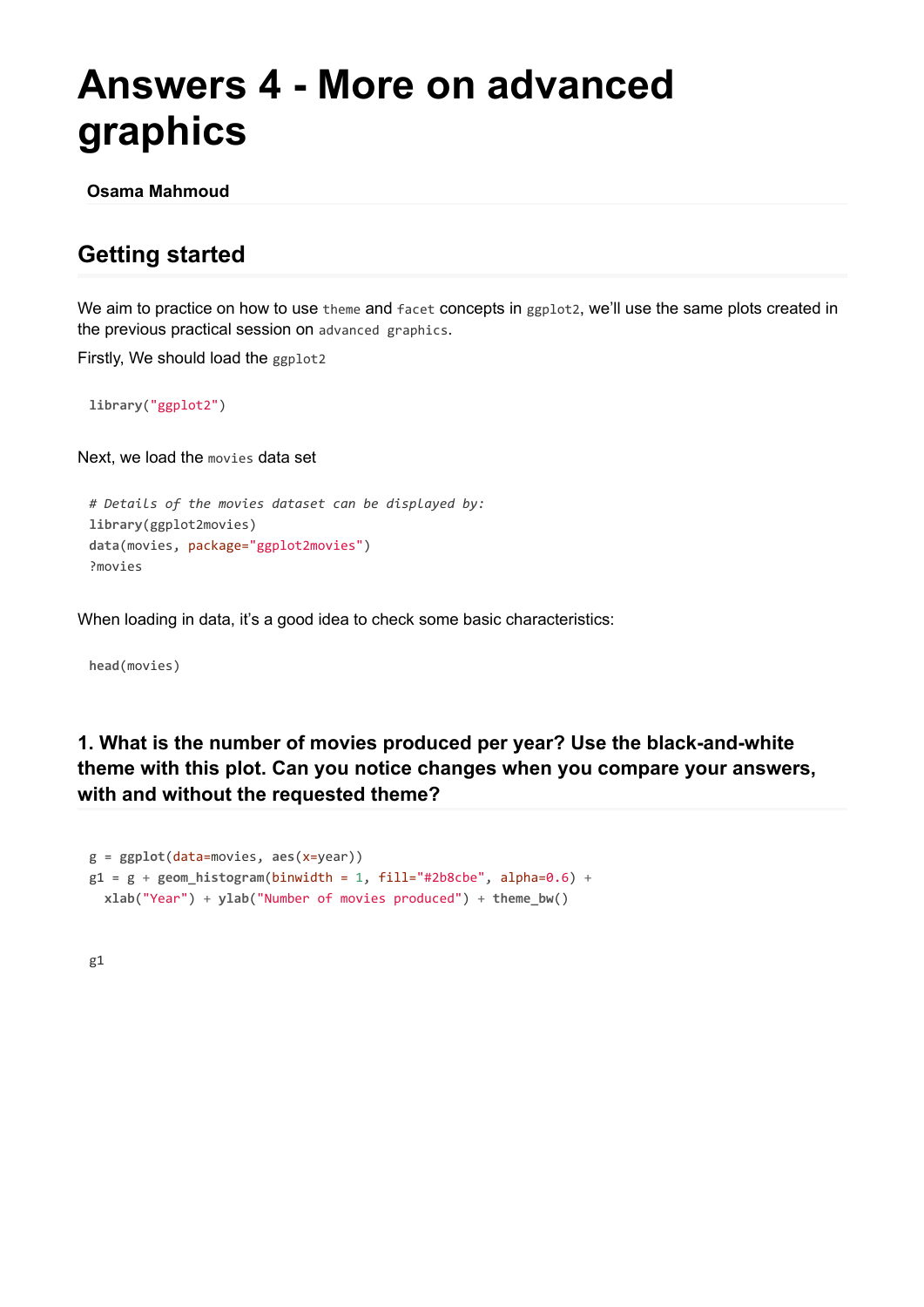# Answers 4 - More on advanced graphics

**Osama Mahmoud**

## Getting started

We aim to practice on how to use `theme` and `facet` concepts in `ggplot2`, we'll use the same plots created in the previous practical session on `advanced graphics`.

Firstly, We should load the `ggplot2`

```
library("ggplot2")
```

Next, we load the `movies` data set

```
# Details of the movies dataset can be displayed by:
library(ggplot2movies)
data(movies, package="ggplot2movies")
?movies
```

When loading in data, it's a good idea to check some basic characteristics:

```
head(movies)
```

### 1. What is the number of movies produced per year? Use the black-and-white theme with this plot. Can you notice changes when you compare your answers, with and without the requested theme?

```
g = ggplot(data=movies, aes(x=year))
g1 = g + geom_histogram(binwidth = 1, fill="#2b8cbe", alpha=0.6) +
  xlab("Year") + ylab("Number of movies produced") + theme_bw()
```

```
g1
```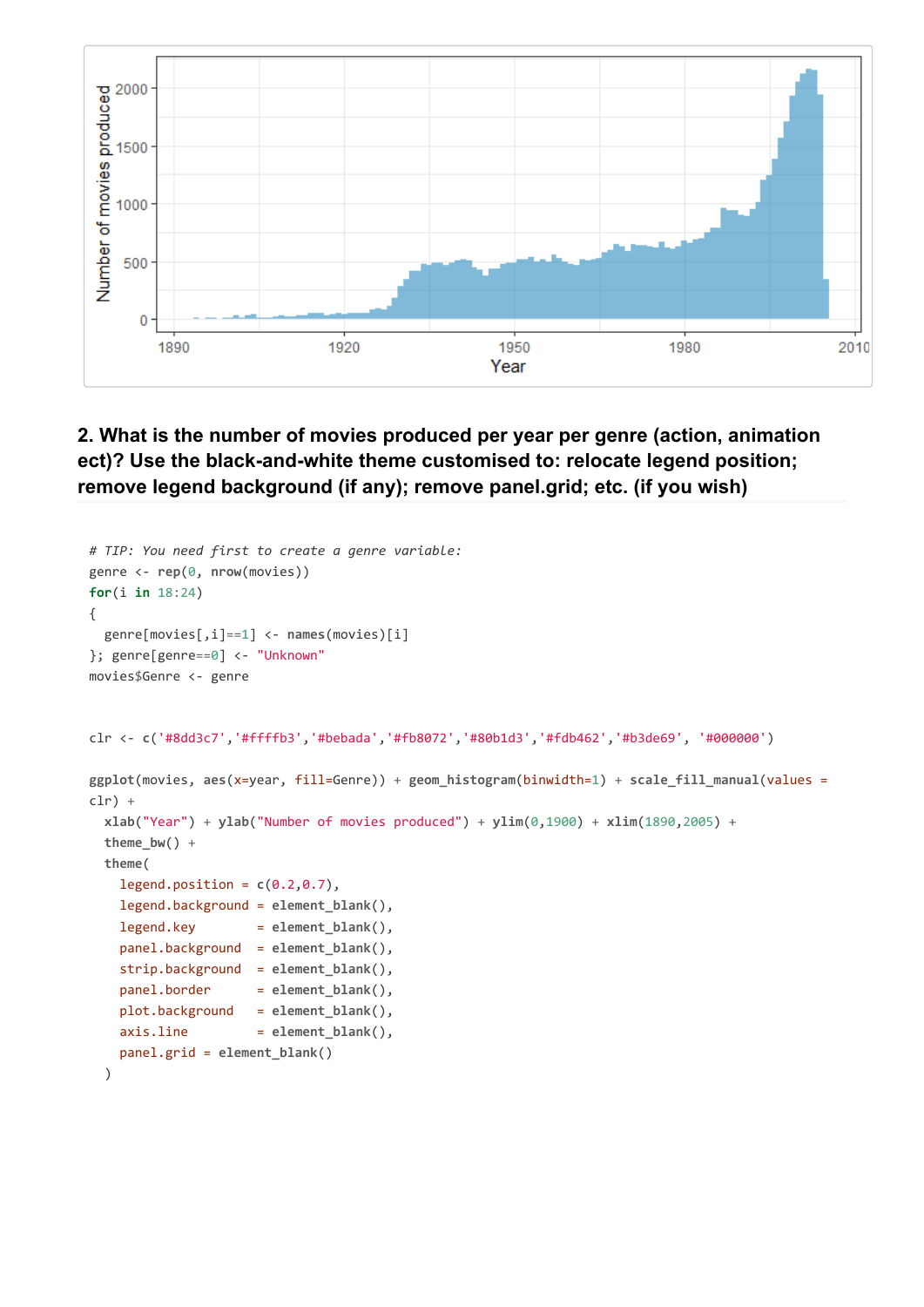## 2. What is the number of movies produced per year per genre (action, animation ect)? Use the black-and-white theme customised to: relocate legend position; remove legend background (if any); remove panel.grid; etc. (if you wish)

```
# TIP: You need first to create a genre variable:
genre <- rep(0, nrow(movies))
for(i in 18:24)
{
  genre[movies[,i]==1] <- names(movies)[i]
}; genre[genre==0] <- "Unknown"
movies$Genre <- genre


clr <- c('#8dd3c7','#ffffb3','#bebada','#fb8072','#80b1d3','#fdb462','#b3de69', '#000000')

ggplot(movies, aes(x=year, fill=Genre)) + geom_histogram(binwidth=1) + scale_fill_manual(values =
clr) +
  xlab("Year") + ylab("Number of movies produced") + ylim(0,1900) + xlim(1890,2005) +
  theme_bw() +
  theme(
    legend.position = c(0.2,0.7),
    legend.background = element_blank(),
    legend.key        = element_blank(),
    panel.background  = element_blank(),
    strip.background  = element_blank(),
    panel.border      = element_blank(),
    plot.background   = element_blank(),
    axis.line         = element_blank(),
    panel.grid = element_blank()
  )
```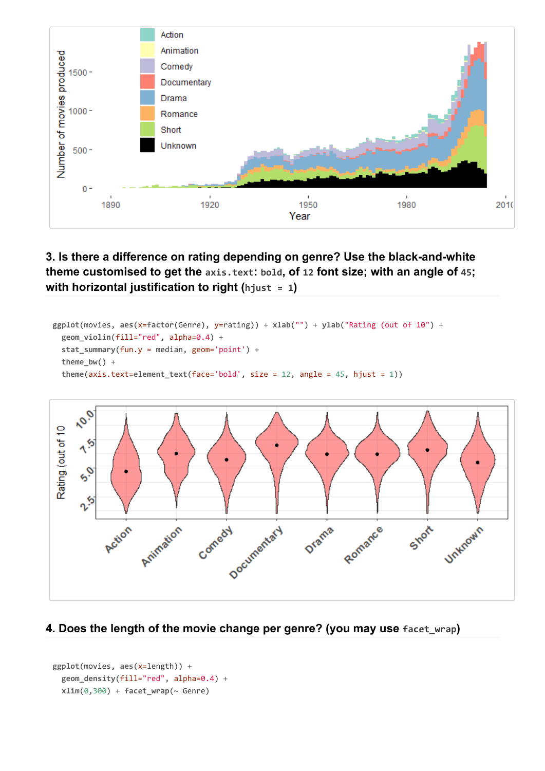### 3. Is there a difference on rating depending on genre? Use the black-and-white theme customised to get the `axis.text`: `bold`, of `12` font size; with an angle of `45`; with horizontal justification to right (`hjust = 1`)

```
ggplot(movies, aes(x=factor(Genre), y=rating)) + xlab("") + ylab("Rating (out of 10") +
  geom_violin(fill="red", alpha=0.4) +
  stat_summary(fun.y = median, geom='point') +
  theme_bw() +
  theme(axis.text=element_text(face='bold', size = 12, angle = 45, hjust = 1))
```

### 4. Does the length of the movie change per genre? (you may use `facet_wrap`)

```
ggplot(movies, aes(x=length)) +
  geom_density(fill="red", alpha=0.4) +
  xlim(0,300) + facet_wrap(~ Genre)
```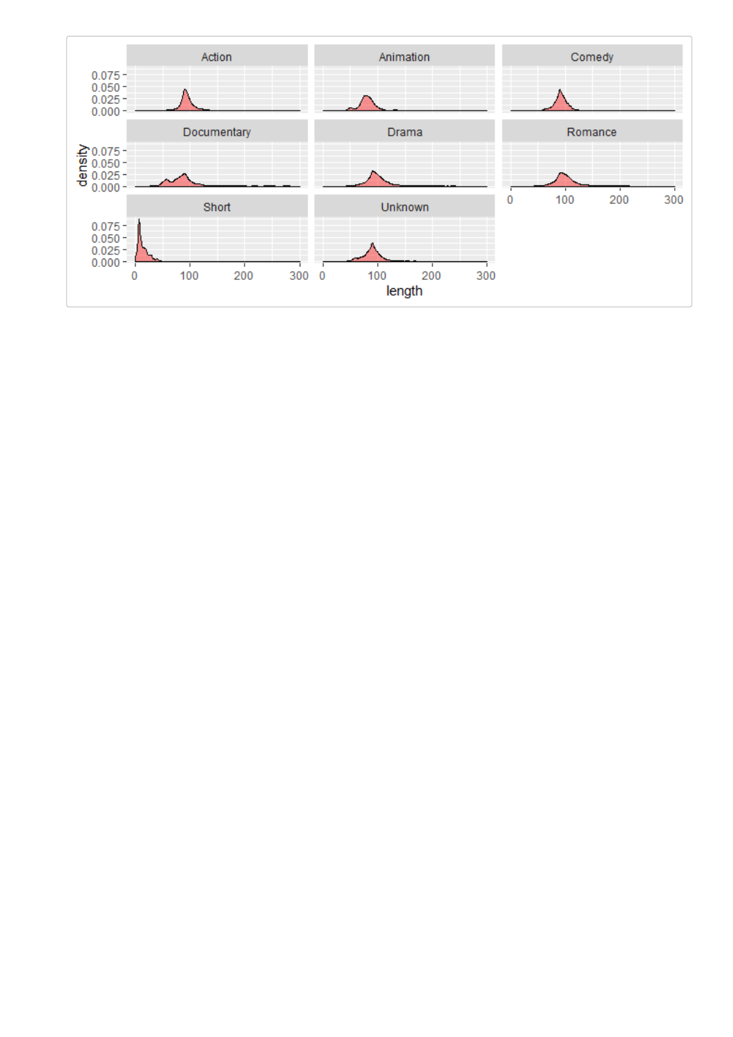Action

Animation

Comedy

Documentary

Drama

Romance

Short

Unknown

density

0.075
0.050
0.025
0.000

0 100 200 300

length